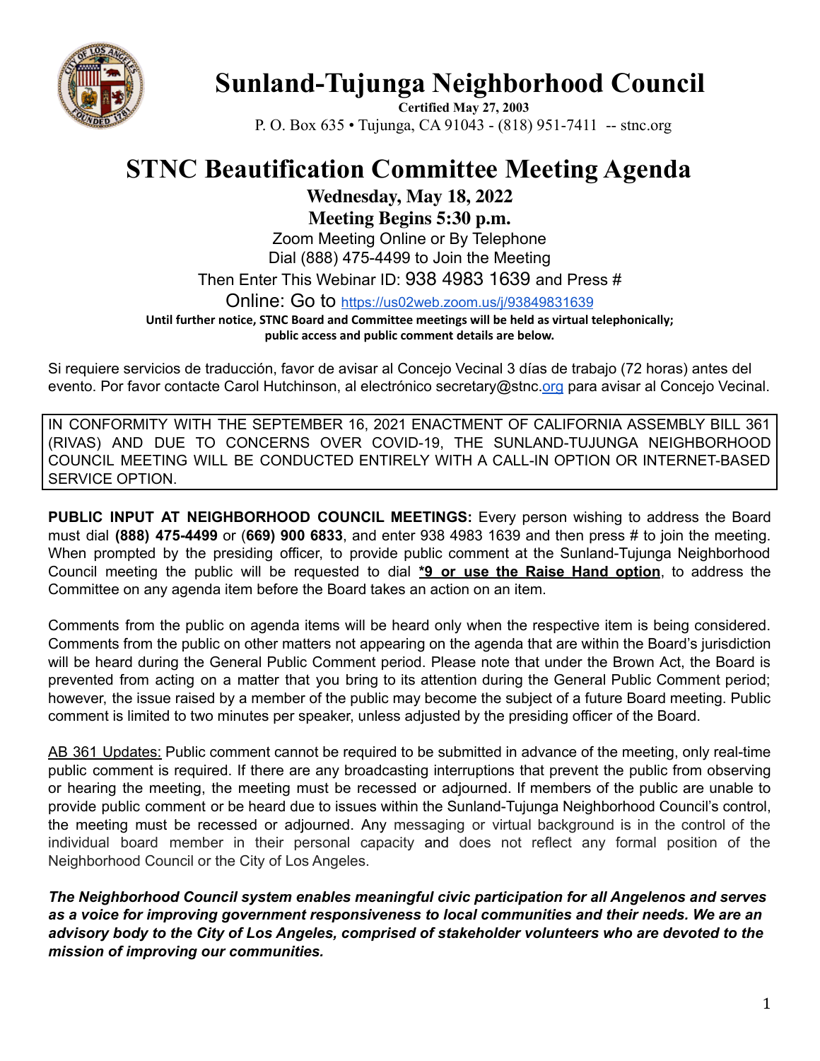# Sunland-Tujunga Neighborhood Council

**Certified May 27, 2003**

P. O. Box 635 • Tujunga, CA 91043 - (818) 951-7411 -- stnc.org

# STNC Beautification Committee Meeting Agenda

**Wednesday, May 18, 2022**

**Meeting Begins 5:30 p.m.**

Zoom Meeting Online or By Telephone

Dial (888) 475-4499 to Join the Meeting

Then Enter This Webinar ID: 938 4983 1639 and Press #

Online: Go to https://us02web.zoom.us/j/93849831639

**Until further notice, STNC Board and Committee meetings will be held as virtual telephonically; public access and public comment details are below.**

Si requiere servicios de traducción, favor de avisar al Concejo Vecinal 3 días de trabajo (72 horas) antes del evento. Por favor contacte Carol Hutchinson, al electrónico secretary@stnc.org para avisar al Concejo Vecinal.

IN CONFORMITY WITH THE SEPTEMBER 16, 2021 ENACTMENT OF CALIFORNIA ASSEMBLY BILL 361 (RIVAS) AND DUE TO CONCERNS OVER COVID-19, THE SUNLAND-TUJUNGA NEIGHBORHOOD COUNCIL MEETING WILL BE CONDUCTED ENTIRELY WITH A CALL-IN OPTION OR INTERNET-BASED SERVICE OPTION.

**PUBLIC INPUT AT NEIGHBORHOOD COUNCIL MEETINGS:** Every person wishing to address the Board must dial **(888) 475-4499** or (**669) 900 6833**, and enter 938 4983 1639 and then press # to join the meeting. When prompted by the presiding officer, to provide public comment at the Sunland-Tujunga Neighborhood Council meeting the public will be requested to dial **\*9 or use the Raise Hand option**, to address the Committee on any agenda item before the Board takes an action on an item.

Comments from the public on agenda items will be heard only when the respective item is being considered. Comments from the public on other matters not appearing on the agenda that are within the Board's jurisdiction will be heard during the General Public Comment period. Please note that under the Brown Act, the Board is prevented from acting on a matter that you bring to its attention during the General Public Comment period; however, the issue raised by a member of the public may become the subject of a future Board meeting. Public comment is limited to two minutes per speaker, unless adjusted by the presiding officer of the Board.

AB 361 Updates: Public comment cannot be required to be submitted in advance of the meeting, only real-time public comment is required. If there are any broadcasting interruptions that prevent the public from observing or hearing the meeting, the meeting must be recessed or adjourned. If members of the public are unable to provide public comment or be heard due to issues within the Sunland-Tujunga Neighborhood Council's control, the meeting must be recessed or adjourned. Any messaging or virtual background is in the control of the individual board member in their personal capacity and does not reflect any formal position of the Neighborhood Council or the City of Los Angeles.

***The Neighborhood Council system enables meaningful civic participation for all Angelenos and serves as a voice for improving government responsiveness to local communities and their needs. We are an advisory body to the City of Los Angeles, comprised of stakeholder volunteers who are devoted to the mission of improving our communities.***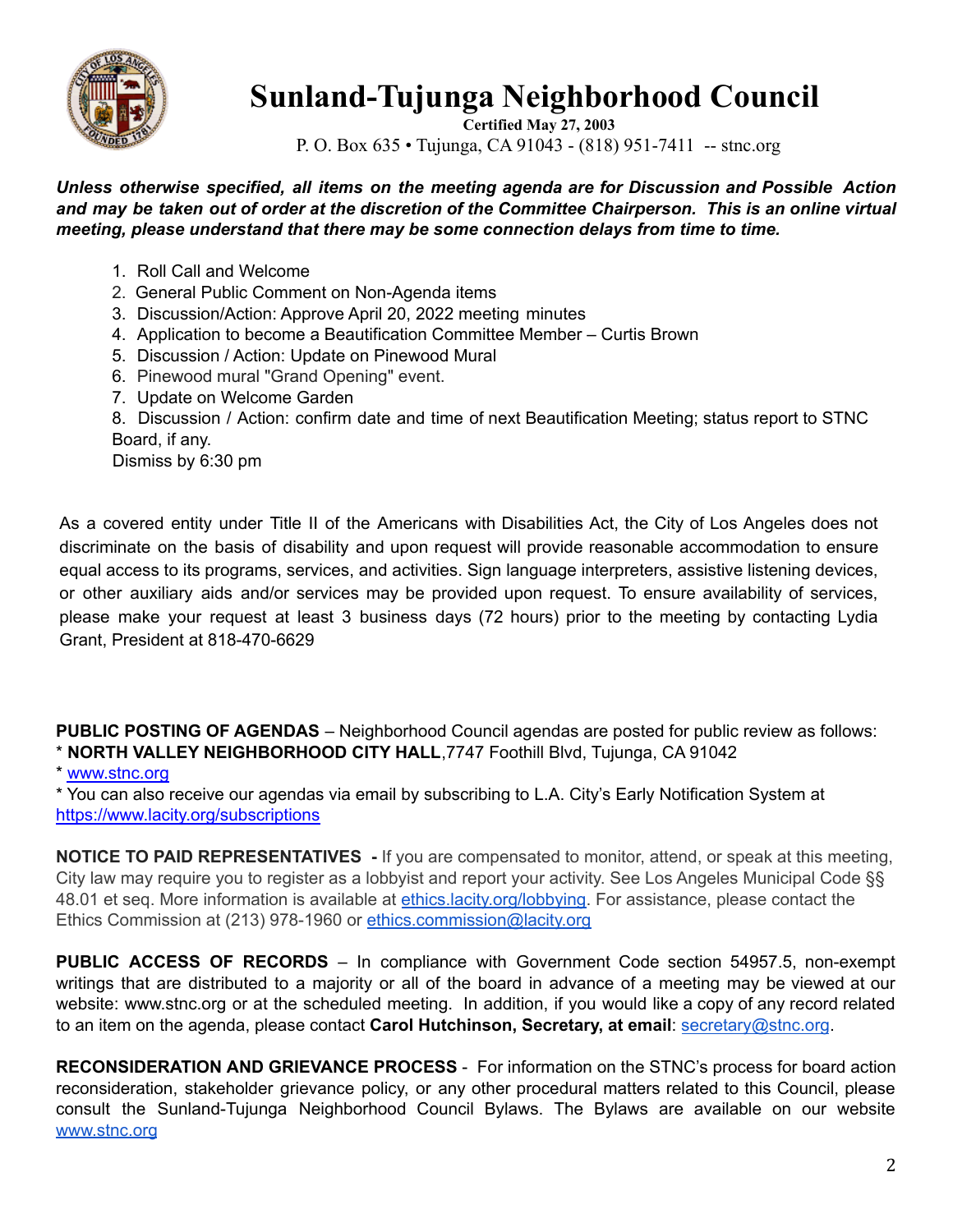# Sunland-Tujunga Neighborhood Council

**Certified May 27, 2003**

P. O. Box 635 • Tujunga, CA 91043 - (818) 951-7411 -- stnc.org

***Unless otherwise specified, all items on the meeting agenda are for Discussion and Possible Action and may be taken out of order at the discretion of the Committee Chairperson. This is an online virtual meeting, please understand that there may be some connection delays from time to time.***

1. Roll Call and Welcome
2. General Public Comment on Non-Agenda items
3. Discussion/Action: Approve April 20, 2022 meeting minutes
4. Application to become a Beautification Committee Member – Curtis Brown
5. Discussion / Action: Update on Pinewood Mural
6. Pinewood mural "Grand Opening" event.
7. Update on Welcome Garden
8. Discussion / Action: confirm date and time of next Beautification Meeting; status report to STNC Board, if any.

Dismiss by 6:30 pm

As a covered entity under Title II of the Americans with Disabilities Act, the City of Los Angeles does not discriminate on the basis of disability and upon request will provide reasonable accommodation to ensure equal access to its programs, services, and activities. Sign language interpreters, assistive listening devices, or other auxiliary aids and/or services may be provided upon request. To ensure availability of services, please make your request at least 3 business days (72 hours) prior to the meeting by contacting Lydia Grant, President at 818-470-6629

**PUBLIC POSTING OF AGENDAS** – Neighborhood Council agendas are posted for public review as follows:
* **NORTH VALLEY NEIGHBORHOOD CITY HALL**,7747 Foothill Blvd, Tujunga, CA 91042
* www.stnc.org
* You can also receive our agendas via email by subscribing to L.A. City's Early Notification System at https://www.lacity.org/subscriptions

**NOTICE TO PAID REPRESENTATIVES -** If you are compensated to monitor, attend, or speak at this meeting, City law may require you to register as a lobbyist and report your activity. See Los Angeles Municipal Code §§ 48.01 et seq. More information is available at ethics.lacity.org/lobbying. For assistance, please contact the Ethics Commission at (213) 978-1960 or ethics.commission@lacity.org

**PUBLIC ACCESS OF RECORDS** – In compliance with Government Code section 54957.5, non-exempt writings that are distributed to a majority or all of the board in advance of a meeting may be viewed at our website: www.stnc.org or at the scheduled meeting. In addition, if you would like a copy of any record related to an item on the agenda, please contact **Carol Hutchinson, Secretary, at email**: secretary@stnc.org.

**RECONSIDERATION AND GRIEVANCE PROCESS** - For information on the STNC's process for board action reconsideration, stakeholder grievance policy, or any other procedural matters related to this Council, please consult the Sunland-Tujunga Neighborhood Council Bylaws. The Bylaws are available on our website www.stnc.org